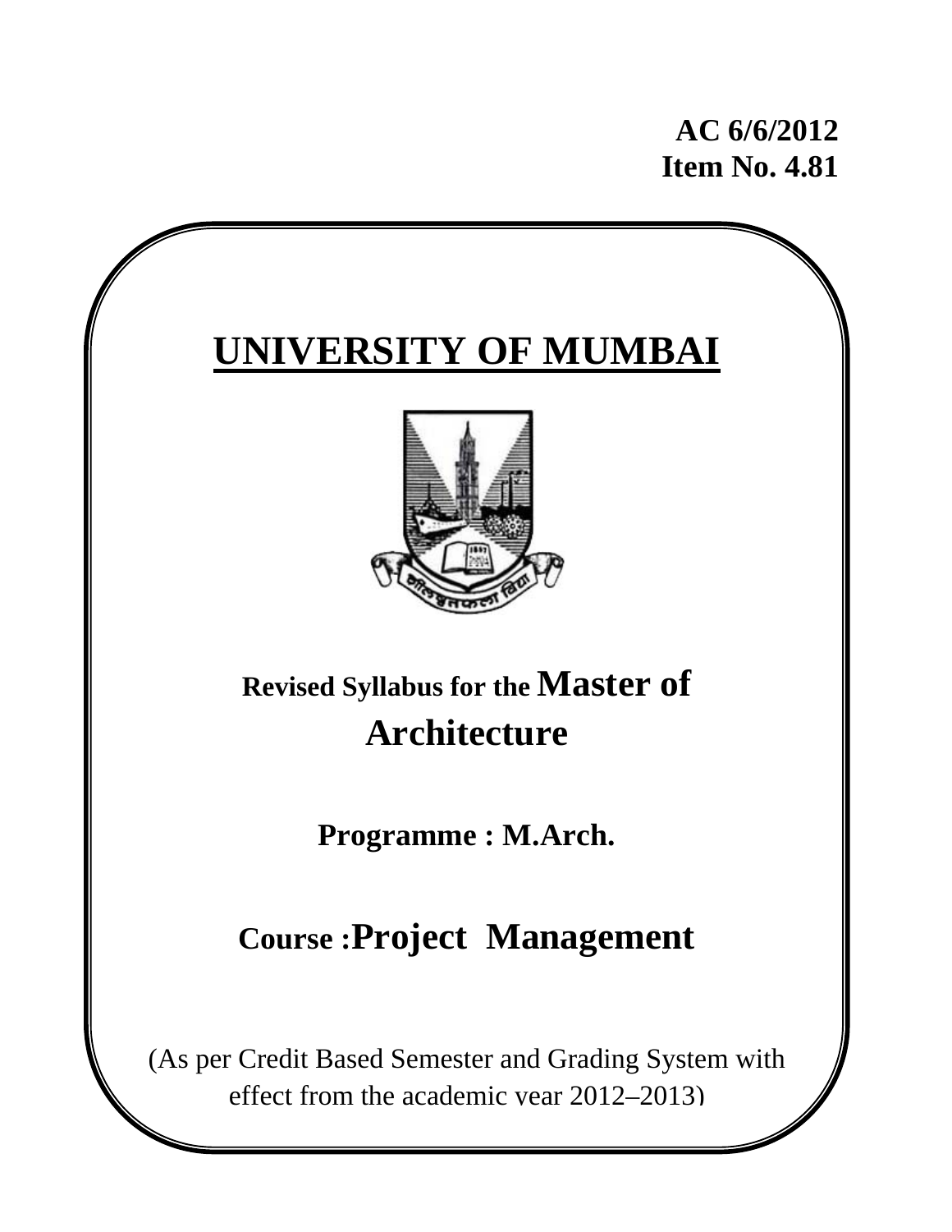**AC 6/6/2012**
**Item No. 4.81**

# UNIVERSITY OF MUMBAI

## Revised Syllabus for the Master of Architecture

### Programme : M.Arch.

### Course : Project Management

(As per Credit Based Semester and Grading System with effect from the academic year 2012–2013)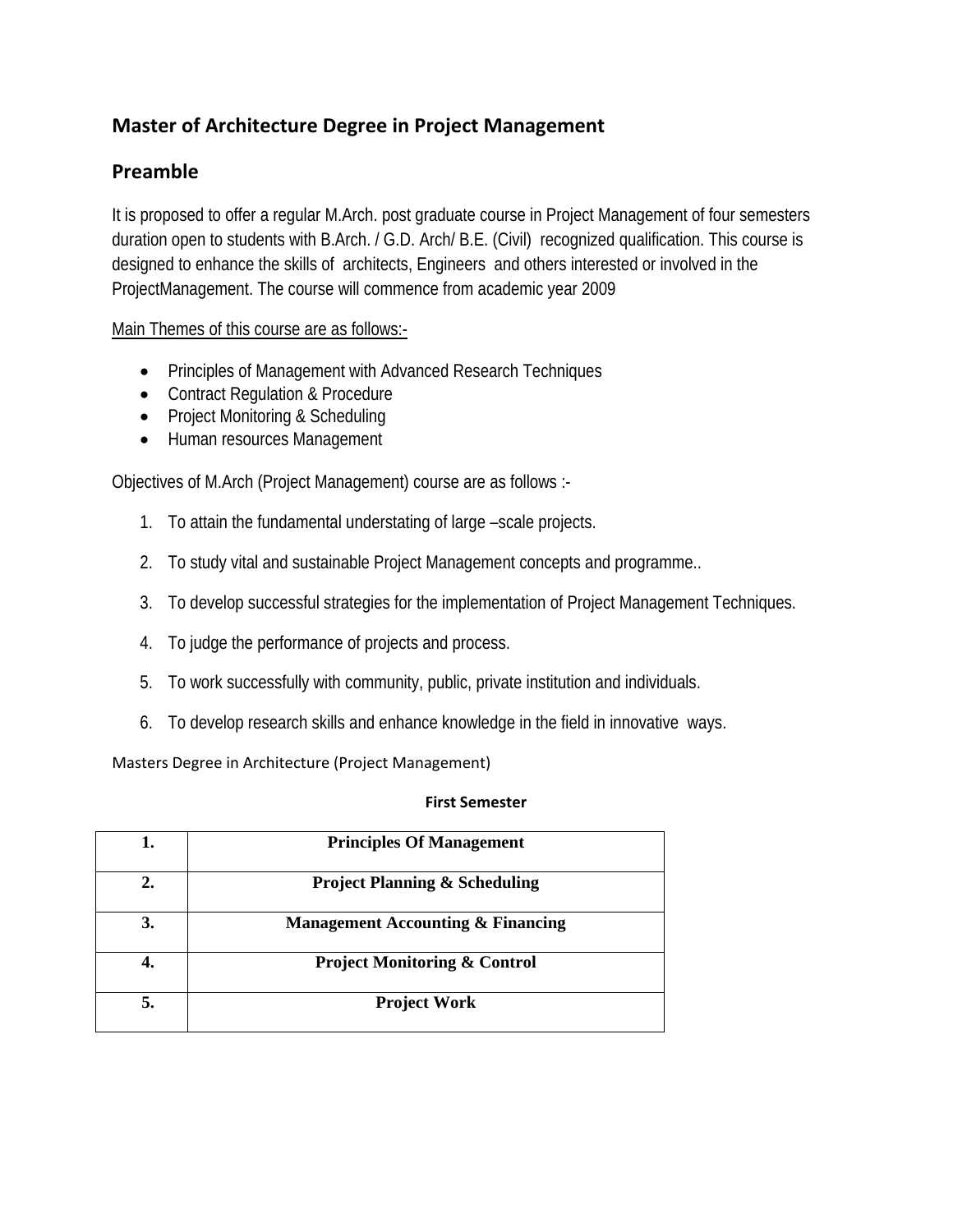## Master of Architecture Degree in Project Management

## Preamble

It is proposed to offer a regular M.Arch. post graduate course in Project Management of four semesters duration open to students with B.Arch. / G.D. Arch/ B.E. (Civil) recognized qualification. This course is designed to enhance the skills of architects, Engineers and others interested or involved in the ProjectManagement. The course will commence from academic year 2009

Main Themes of this course are as follows:-

- Principles of Management with Advanced Research Techniques
- Contract Regulation & Procedure
- Project Monitoring & Scheduling
- Human resources Management

Objectives of M.Arch (Project Management) course are as follows :-

1. To attain the fundamental understating of large –scale projects.
2. To study vital and sustainable Project Management concepts and programme..
3. To develop successful strategies for the implementation of Project Management Techniques.
4. To judge the performance of projects and process.
5. To work successfully with community, public, private institution and individuals.
6. To develop research skills and enhance knowledge in the field in innovative ways.

Masters Degree in Architecture (Project Management)

**First Semester**

| | |
|---|---|
| **1.** | **Principles Of Management** |
| **2.** | **Project Planning & Scheduling** |
| **3.** | **Management Accounting & Financing** |
| **4.** | **Project Monitoring & Control** |
| **5.** | **Project Work** |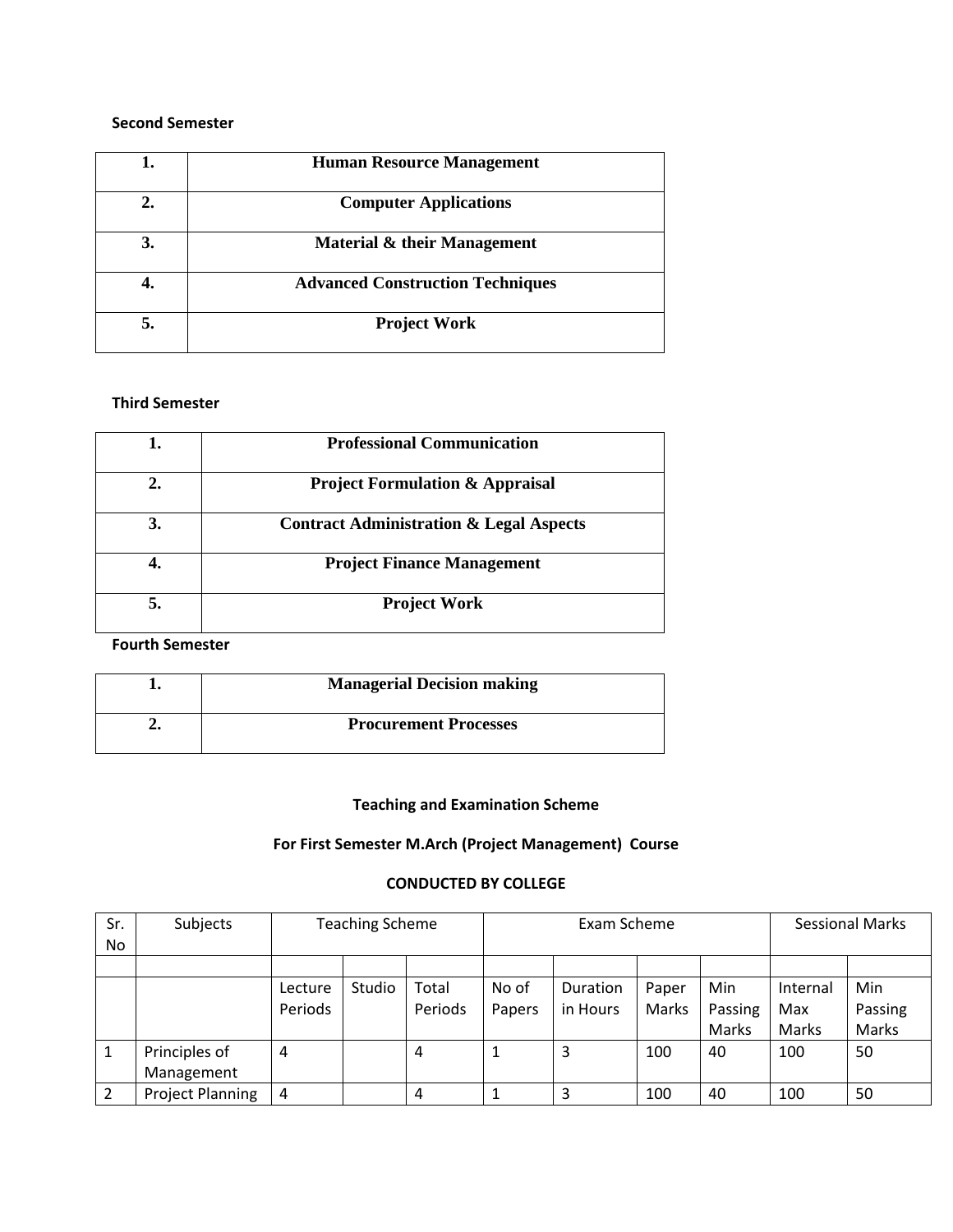**Second Semester**

| 1. | Human Resource Management |
|---|---|
| 2. | Computer Applications |
| 3. | Material & their Management |
| 4. | Advanced Construction Techniques |
| 5. | Project Work |

**Third Semester**

| 1. | Professional Communication |
|---|---|
| 2. | Project Formulation & Appraisal |
| 3. | Contract Administration & Legal Aspects |
| 4. | Project Finance Management |
| 5. | Project Work |

**Fourth Semester**

| 1. | Managerial Decision making |
|---|---|
| 2. | Procurement Processes |

**Teaching and Examination Scheme**

**For First Semester M.Arch (Project Management) Course**

**CONDUCTED BY COLLEGE**

| Sr. No | Subjects | Teaching Scheme | | | Exam Scheme | | | | Sessional Marks | |
|---|---|---|---|---|---|---|---|---|---|---|
| | | | | | | | | | | |
| | | Lecture Periods | Studio | Total Periods | No of Papers | Duration in Hours | Paper Marks | Min Passing Marks | Internal Max Marks | Min Passing Marks |
| 1 | Principles of Management | 4 | | 4 | 1 | 3 | 100 | 40 | 100 | 50 |
| 2 | Project Planning | 4 | | 4 | 1 | 3 | 100 | 40 | 100 | 50 |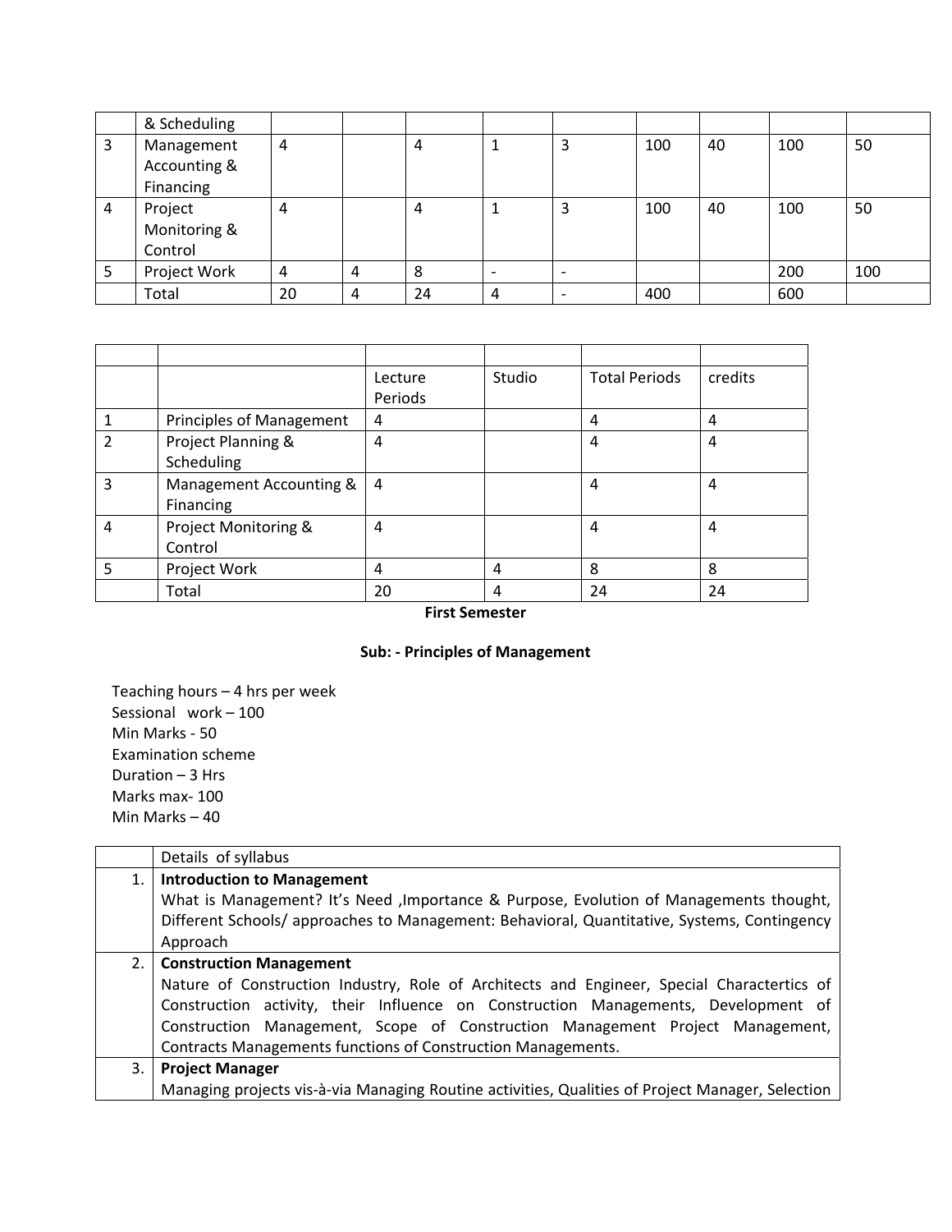|  | & Scheduling |  |  |  |  |  |  |  |  |  |
|---|---|---|---|---|---|---|---|---|---|---|
| 3 | Management Accounting & Financing | 4 |  | 4 | 1 | 3 | 100 | 40 | 100 | 50 |
| 4 | Project Monitoring & Control | 4 |  | 4 | 1 | 3 | 100 | 40 | 100 | 50 |
| 5 | Project Work | 4 | 4 | 8 | - | - |  |  | 200 | 100 |
|  | Total | 20 | 4 | 24 | 4 | - | 400 |  | 600 |  |

|  |  |  |  |  |  |
|---|---|---|---|---|---|
|  |  | Lecture Periods | Studio | Total Periods | credits |
| 1 | Principles of Management | 4 |  | 4 | 4 |
| 2 | Project Planning & Scheduling | 4 |  | 4 | 4 |
| 3 | Management Accounting & Financing | 4 |  | 4 | 4 |
| 4 | Project Monitoring & Control | 4 |  | 4 | 4 |
| 5 | Project Work | 4 | 4 | 8 | 8 |
|  | Total | 20 | 4 | 24 | 24 |

**First Semester**

**Sub: - Principles of Management**

Teaching hours – 4 hrs per week
Sessional work – 100
Min Marks - 50
Examination scheme
Duration – 3 Hrs
Marks max- 100
Min Marks – 40

|  | Details of syllabus |
|---|---|
| 1. | **Introduction to Management** What is Management? It's Need ,Importance & Purpose, Evolution of Managements thought, Different Schools/ approaches to Management: Behavioral, Quantitative, Systems, Contingency Approach |
| 2. | **Construction Management** Nature of Construction Industry, Role of Architects and Engineer, Special Charactertics of Construction activity, their Influence on Construction Managements, Development of Construction Management, Scope of Construction Management Project Management, Contracts Managements functions of Construction Managements. |
| 3. | **Project Manager** Managing projects vis-à-via Managing Routine activities, Qualities of Project Manager, Selection |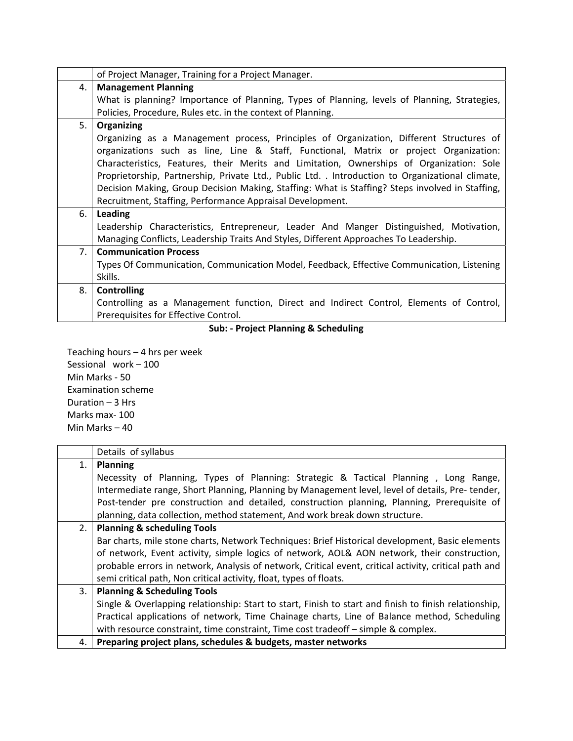| | |
|---|---|
| | of Project Manager, Training for a Project Manager. |
| 4. | **Management Planning**<br>What is planning? Importance of Planning, Types of Planning, levels of Planning, Strategies, Policies, Procedure, Rules etc. in the context of Planning. |
| 5. | **Organizing**<br>Organizing as a Management process, Principles of Organization, Different Structures of organizations such as line, Line & Staff, Functional, Matrix or project Organization: Characteristics, Features, their Merits and Limitation, Ownerships of Organization: Sole Proprietorship, Partnership, Private Ltd., Public Ltd. . Introduction to Organizational climate, Decision Making, Group Decision Making, Staffing: What is Staffing? Steps involved in Staffing, Recruitment, Staffing, Performance Appraisal Development. |
| 6. | **Leading**<br>Leadership Characteristics, Entrepreneur, Leader And Manger Distinguished, Motivation, Managing Conflicts, Leadership Traits And Styles, Different Approaches To Leadership. |
| 7. | **Communication Process**<br>Types Of Communication, Communication Model, Feedback, Effective Communication, Listening Skills. |
| 8. | **Controlling**<br>Controlling as a Management function, Direct and Indirect Control, Elements of Control, Prerequisites for Effective Control. |

**Sub: - Project Planning & Scheduling**

Teaching hours – 4 hrs per week
Sessional work – 100
Min Marks - 50
Examination scheme
Duration – 3 Hrs
Marks max- 100
Min Marks – 40

| | Details of syllabus |
|---|---|
| 1. | **Planning**<br>Necessity of Planning, Types of Planning: Strategic & Tactical Planning , Long Range, Intermediate range, Short Planning, Planning by Management level, level of details, Pre- tender, Post-tender pre construction and detailed, construction planning, Planning, Prerequisite of planning, data collection, method statement, And work break down structure. |
| 2. | **Planning & scheduling Tools**<br>Bar charts, mile stone charts, Network Techniques: Brief Historical development, Basic elements of network, Event activity, simple logics of network, AOL& AON network, their construction, probable errors in network, Analysis of network, Critical event, critical activity, critical path and semi critical path, Non critical activity, float, types of floats. |
| 3. | **Planning & Scheduling Tools**<br>Single & Overlapping relationship: Start to start, Finish to start and finish to finish relationship, Practical applications of network, Time Chainage charts, Line of Balance method, Scheduling with resource constraint, time constraint, Time cost tradeoff – simple & complex. |
| 4. | **Preparing project plans, schedules & budgets, master networks** |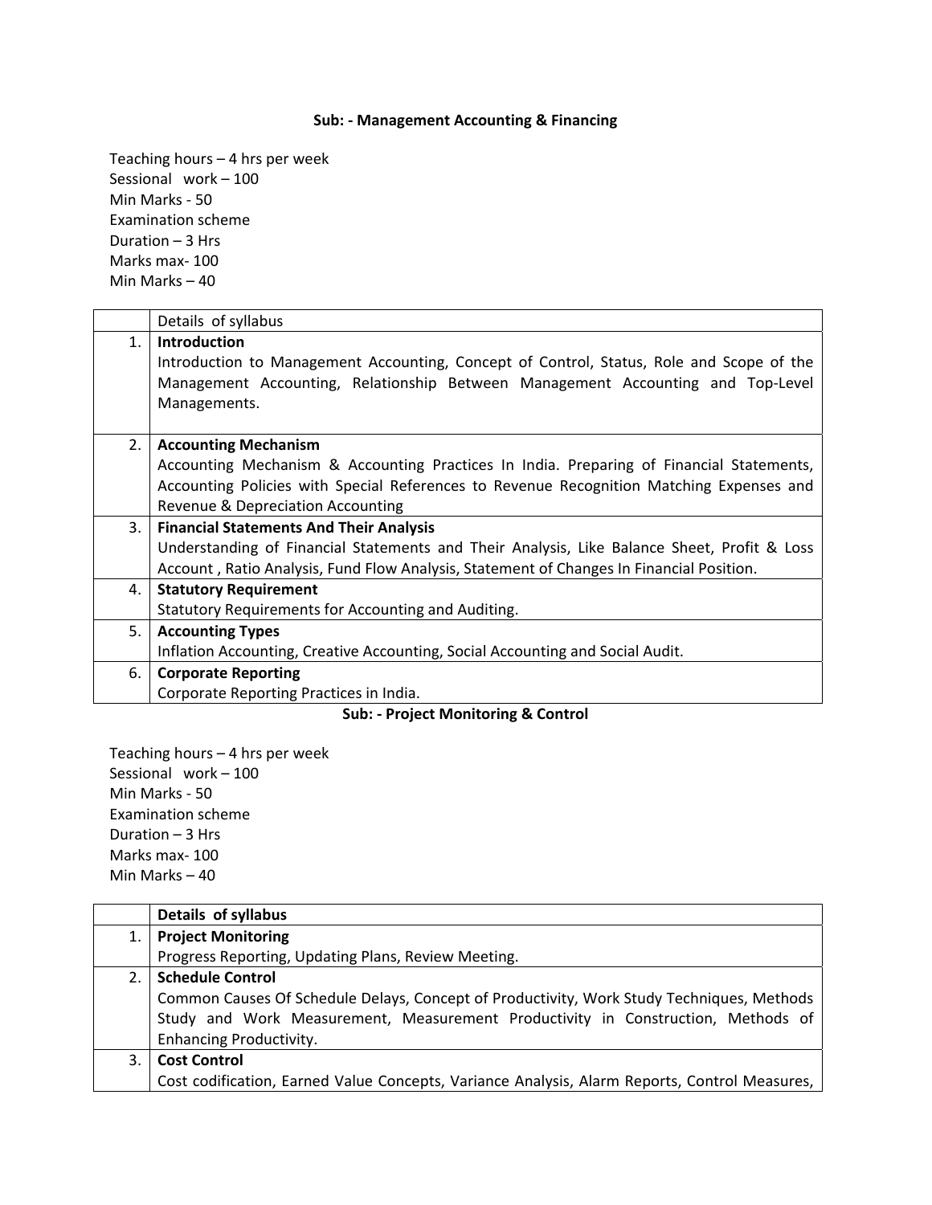**Sub: - Management Accounting & Financing**

Teaching hours – 4 hrs per week
Sessional work – 100
Min Marks - 50
Examination scheme
Duration – 3 Hrs
Marks max- 100
Min Marks – 40

| | Details of syllabus |
|---|---|
| 1. | **Introduction**<br>Introduction to Management Accounting, Concept of Control, Status, Role and Scope of the Management Accounting, Relationship Between Management Accounting and Top-Level Managements. |
| 2. | **Accounting Mechanism**<br>Accounting Mechanism & Accounting Practices In India. Preparing of Financial Statements, Accounting Policies with Special References to Revenue Recognition Matching Expenses and Revenue & Depreciation Accounting |
| 3. | **Financial Statements And Their Analysis**<br>Understanding of Financial Statements and Their Analysis, Like Balance Sheet, Profit & Loss Account , Ratio Analysis, Fund Flow Analysis, Statement of Changes In Financial Position. |
| 4. | **Statutory Requirement**<br>Statutory Requirements for Accounting and Auditing. |
| 5. | **Accounting Types**<br>Inflation Accounting, Creative Accounting, Social Accounting and Social Audit. |
| 6. | **Corporate Reporting**<br>Corporate Reporting Practices in India. |

**Sub: - Project Monitoring & Control**

Teaching hours – 4 hrs per week
Sessional work – 100
Min Marks - 50
Examination scheme
Duration – 3 Hrs
Marks max- 100
Min Marks – 40

| | **Details of syllabus** |
|---|---|
| 1. | **Project Monitoring**<br>Progress Reporting, Updating Plans, Review Meeting. |
| 2. | **Schedule Control**<br>Common Causes Of Schedule Delays, Concept of Productivity, Work Study Techniques, Methods Study and Work Measurement, Measurement Productivity in Construction, Methods of Enhancing Productivity. |
| 3. | **Cost Control**<br>Cost codification, Earned Value Concepts, Variance Analysis, Alarm Reports, Control Measures, |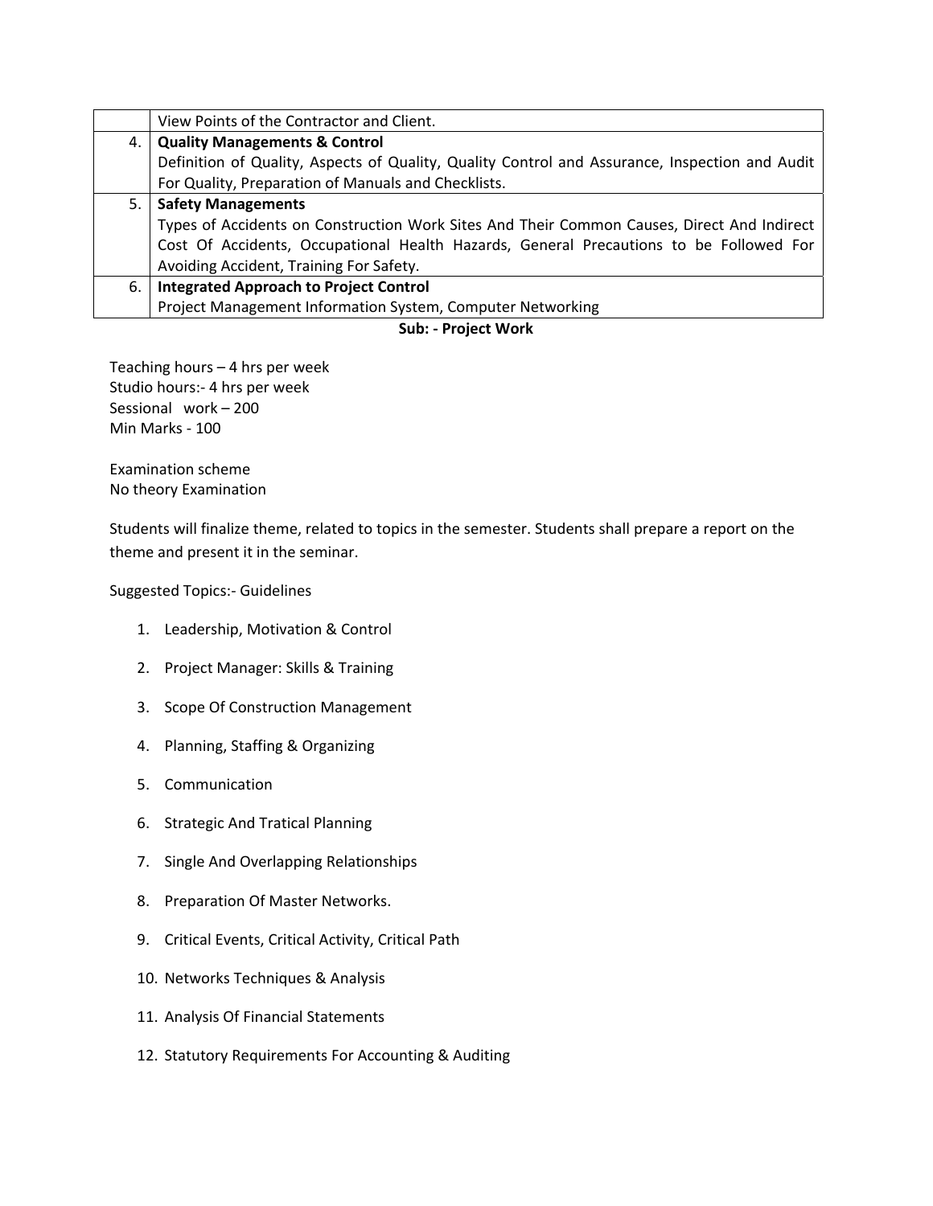| | |
|---|---|
| | View Points of the Contractor and Client. |
| 4. | **Quality Managements & Control**<br>Definition of Quality, Aspects of Quality, Quality Control and Assurance, Inspection and Audit For Quality, Preparation of Manuals and Checklists. |
| 5. | **Safety Managements**<br>Types of Accidents on Construction Work Sites And Their Common Causes, Direct And Indirect Cost Of Accidents, Occupational Health Hazards, General Precautions to be Followed For Avoiding Accident, Training For Safety. |
| 6. | **Integrated Approach to Project Control**<br>Project Management Information System, Computer Networking |

**Sub: - Project Work**

Teaching hours – 4 hrs per week
Studio hours:- 4 hrs per week
Sessional work – 200
Min Marks - 100

Examination scheme
No theory Examination

Students will finalize theme, related to topics in the semester. Students shall prepare a report on the theme and present it in the seminar.

Suggested Topics:- Guidelines

1. Leadership, Motivation & Control
2. Project Manager: Skills & Training
3. Scope Of Construction Management
4. Planning, Staffing & Organizing
5. Communication
6. Strategic And Tratical Planning
7. Single And Overlapping Relationships
8. Preparation Of Master Networks.
9. Critical Events, Critical Activity, Critical Path
10. Networks Techniques & Analysis
11. Analysis Of Financial Statements
12. Statutory Requirements For Accounting & Auditing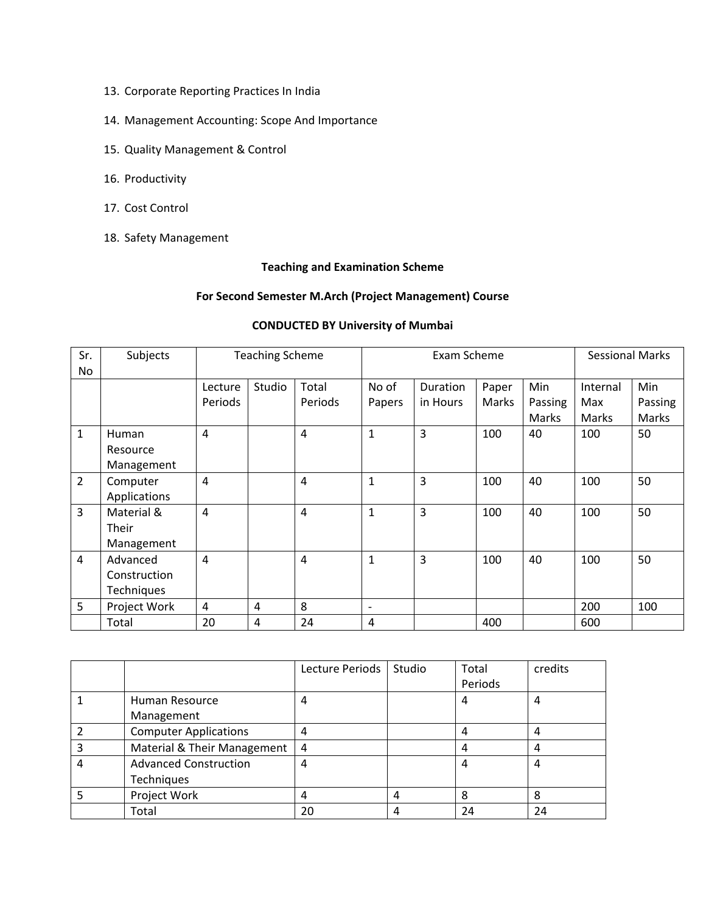13. Corporate Reporting Practices In India
14. Management Accounting: Scope And Importance
15. Quality Management & Control
16. Productivity
17. Cost Control
18. Safety Management

**Teaching and Examination Scheme**

**For Second Semester M.Arch (Project Management) Course**

**CONDUCTED BY University of Mumbai**

| Sr. No | Subjects | Teaching Scheme | | | Exam Scheme | | | | Sessional Marks | |
|---|---|---|---|---|---|---|---|---|---|---|
| | | Lecture Periods | Studio | Total Periods | No of Papers | Duration in Hours | Paper Marks | Min Passing Marks | Internal Max Marks | Min Passing Marks |
| 1 | Human Resource Management | 4 | | 4 | 1 | 3 | 100 | 40 | 100 | 50 |
| 2 | Computer Applications | 4 | | 4 | 1 | 3 | 100 | 40 | 100 | 50 |
| 3 | Material & Their Management | 4 | | 4 | 1 | 3 | 100 | 40 | 100 | 50 |
| 4 | Advanced Construction Techniques | 4 | | 4 | 1 | 3 | 100 | 40 | 100 | 50 |
| 5 | Project Work | 4 | 4 | 8 | - | | | | 200 | 100 |
| | Total | 20 | 4 | 24 | 4 | | 400 | | 600 | |

| | | Lecture Periods | Studio | Total Periods | credits |
|---|---|---|---|---|---|
| 1 | Human Resource Management | 4 | | 4 | 4 |
| 2 | Computer Applications | 4 | | 4 | 4 |
| 3 | Material & Their Management | 4 | | 4 | 4 |
| 4 | Advanced Construction Techniques | 4 | | 4 | 4 |
| 5 | Project Work | 4 | 4 | 8 | 8 |
| | Total | 20 | 4 | 24 | 24 |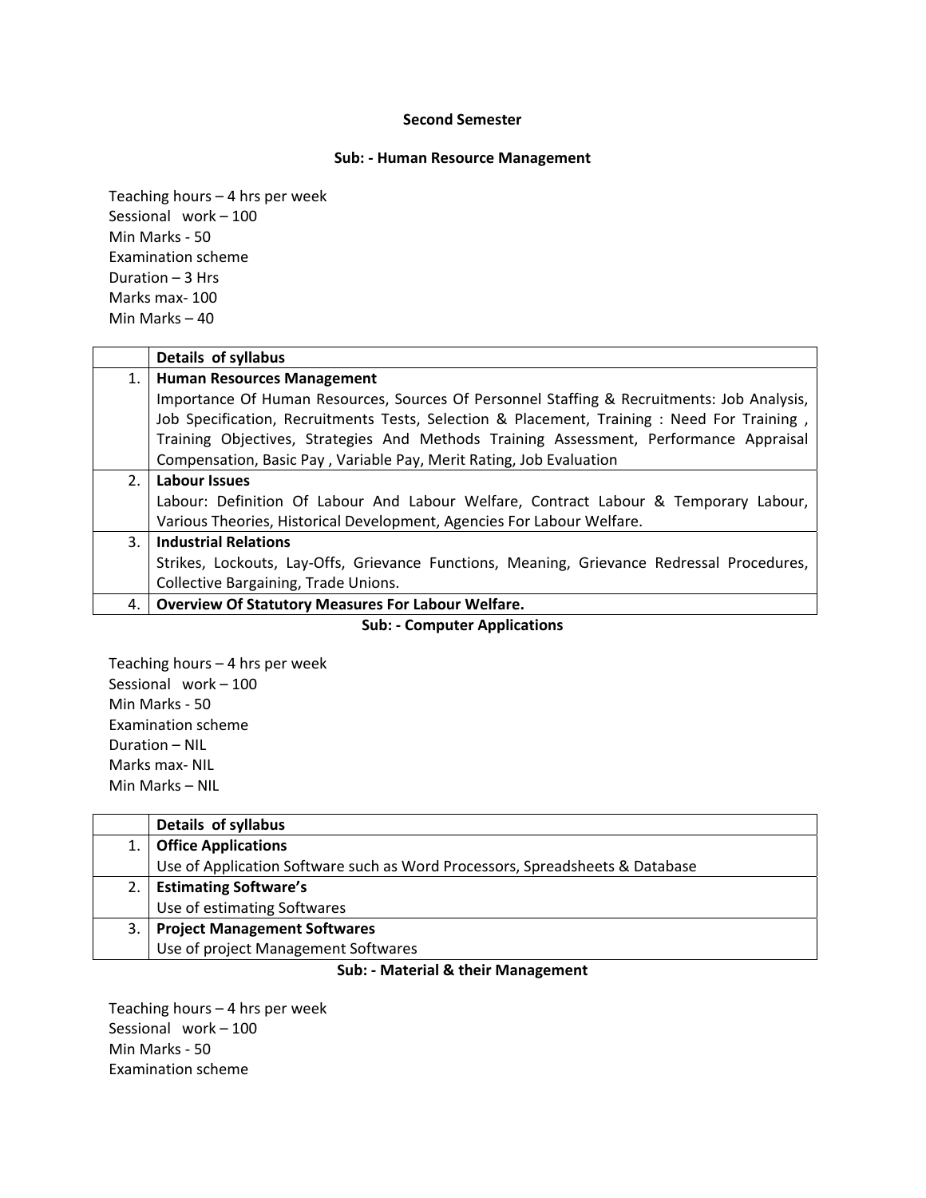**Second Semester**

**Sub: - Human Resource Management**

Teaching hours – 4 hrs per week
Sessional work – 100
Min Marks - 50
Examination scheme
Duration – 3 Hrs
Marks max- 100
Min Marks – 40

| | Details of syllabus |
|---|---|
| 1. | **Human Resources Management**<br>Importance Of Human Resources, Sources Of Personnel Staffing & Recruitments: Job Analysis, Job Specification, Recruitments Tests, Selection & Placement, Training : Need For Training , Training Objectives, Strategies And Methods Training Assessment, Performance Appraisal Compensation, Basic Pay , Variable Pay, Merit Rating, Job Evaluation |
| 2. | **Labour Issues**<br>Labour: Definition Of Labour And Labour Welfare, Contract Labour & Temporary Labour, Various Theories, Historical Development, Agencies For Labour Welfare. |
| 3. | **Industrial Relations**<br>Strikes, Lockouts, Lay-Offs, Grievance Functions, Meaning, Grievance Redressal Procedures, Collective Bargaining, Trade Unions. |
| 4. | **Overview Of Statutory Measures For Labour Welfare.** |

**Sub: - Computer Applications**

Teaching hours – 4 hrs per week
Sessional work – 100
Min Marks - 50
Examination scheme
Duration – NIL
Marks max- NIL
Min Marks – NIL

| | Details of syllabus |
|---|---|
| 1. | **Office Applications**<br>Use of Application Software such as Word Processors, Spreadsheets & Database |
| 2. | **Estimating Software's**<br>Use of estimating Softwares |
| 3. | **Project Management Softwares**<br>Use of project Management Softwares |

**Sub: - Material & their Management**

Teaching hours – 4 hrs per week
Sessional work – 100
Min Marks - 50
Examination scheme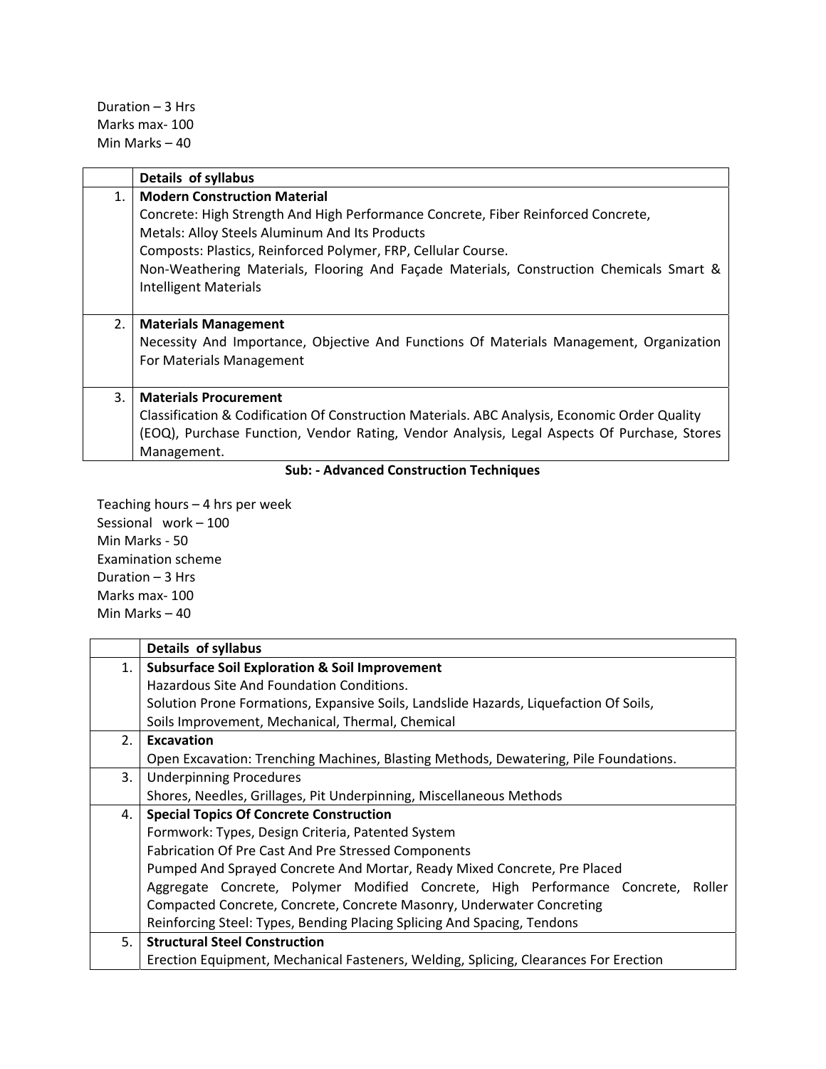Duration – 3 Hrs
Marks max- 100
Min Marks – 40

| | Details of syllabus |
|---|---|
| 1. | **Modern Construction Material**<br>Concrete: High Strength And High Performance Concrete, Fiber Reinforced Concrete,<br>Metals: Alloy Steels Aluminum And Its Products<br>Composts: Plastics, Reinforced Polymer, FRP, Cellular Course.<br>Non-Weathering Materials, Flooring And Façade Materials, Construction Chemicals Smart & Intelligent Materials |
| 2. | **Materials Management**<br>Necessity And Importance, Objective And Functions Of Materials Management, Organization For Materials Management |
| 3. | **Materials Procurement**<br>Classification & Codification Of Construction Materials. ABC Analysis, Economic Order Quality (EOQ), Purchase Function, Vendor Rating, Vendor Analysis, Legal Aspects Of Purchase, Stores Management. |

**Sub: - Advanced Construction Techniques**

Teaching hours – 4 hrs per week
Sessional work – 100
Min Marks - 50
Examination scheme
Duration – 3 Hrs
Marks max- 100
Min Marks – 40

| | Details of syllabus |
|---|---|
| 1. | **Subsurface Soil Exploration & Soil Improvement**<br>Hazardous Site And Foundation Conditions.<br>Solution Prone Formations, Expansive Soils, Landslide Hazards, Liquefaction Of Soils,<br>Soils Improvement, Mechanical, Thermal, Chemical |
| 2. | **Excavation**<br>Open Excavation: Trenching Machines, Blasting Methods, Dewatering, Pile Foundations. |
| 3. | Underpinning Procedures<br>Shores, Needles, Grillages, Pit Underpinning, Miscellaneous Methods |
| 4. | **Special Topics Of Concrete Construction**<br>Formwork: Types, Design Criteria, Patented System<br>Fabrication Of Pre Cast And Pre Stressed Components<br>Pumped And Sprayed Concrete And Mortar, Ready Mixed Concrete, Pre Placed Aggregate Concrete, Polymer Modified Concrete, High Performance Concrete, Roller Compacted Concrete, Concrete, Concrete Masonry, Underwater Concreting<br>Reinforcing Steel: Types, Bending Placing Splicing And Spacing, Tendons |
| 5. | **Structural Steel Construction**<br>Erection Equipment, Mechanical Fasteners, Welding, Splicing, Clearances For Erection |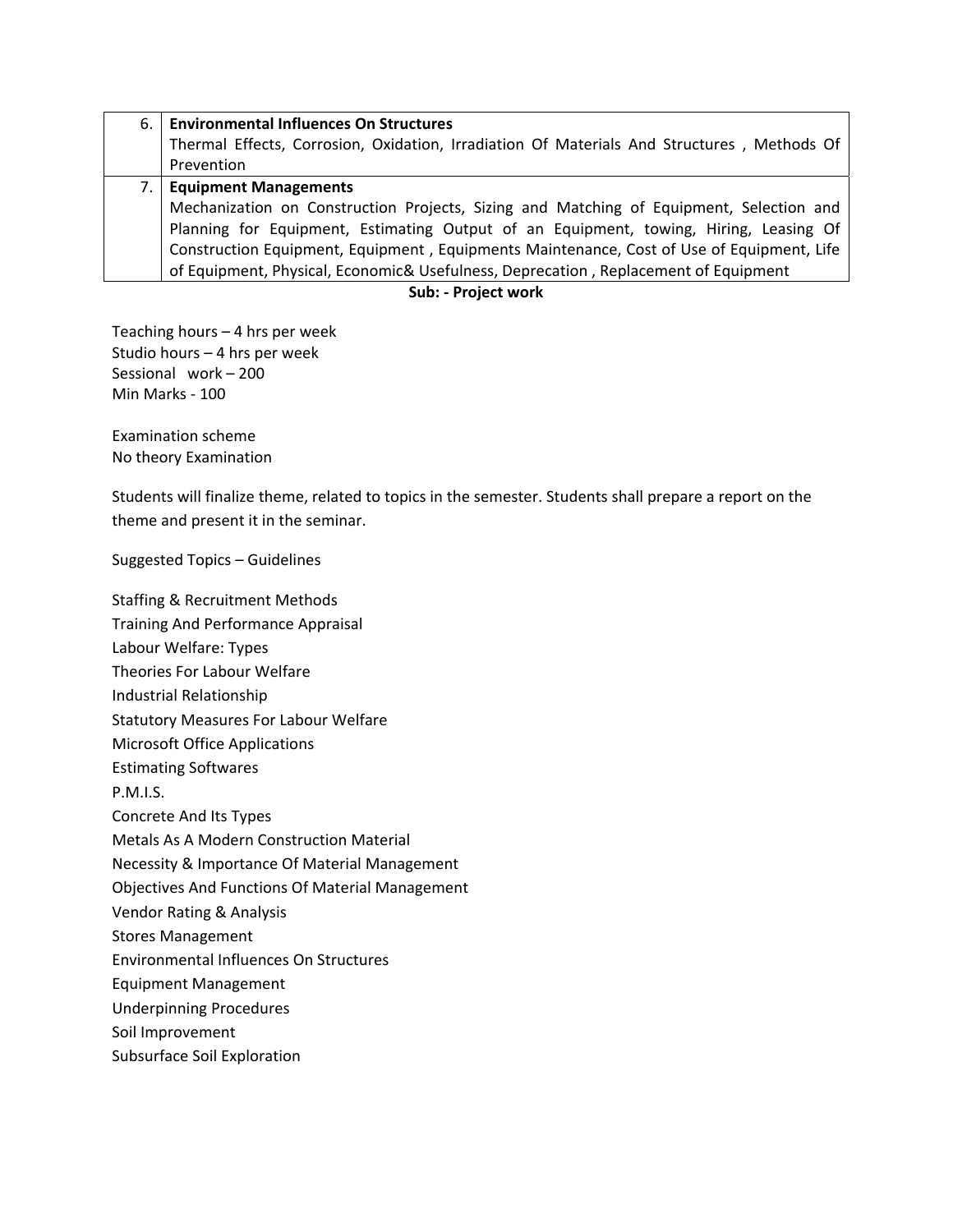| 6. | **Environmental Influences On Structures**<br>Thermal Effects, Corrosion, Oxidation, Irradiation Of Materials And Structures , Methods Of Prevention |
|---|---|
| 7. | **Equipment Managements**<br>Mechanization on Construction Projects, Sizing and Matching of Equipment, Selection and Planning for Equipment, Estimating Output of an Equipment, towing, Hiring, Leasing Of Construction Equipment, Equipment , Equipments Maintenance, Cost of Use of Equipment, Life of Equipment, Physical, Economic& Usefulness, Deprecation , Replacement of Equipment |

**Sub: - Project work**

Teaching hours – 4 hrs per week
Studio hours – 4 hrs per week
Sessional work – 200
Min Marks - 100

Examination scheme
No theory Examination

Students will finalize theme, related to topics in the semester. Students shall prepare a report on the theme and present it in the seminar.

Suggested Topics – Guidelines

Staffing & Recruitment Methods
Training And Performance Appraisal
Labour Welfare: Types
Theories For Labour Welfare
Industrial Relationship
Statutory Measures For Labour Welfare
Microsoft Office Applications
Estimating Softwares
P.M.I.S.
Concrete And Its Types
Metals As A Modern Construction Material
Necessity & Importance Of Material Management
Objectives And Functions Of Material Management
Vendor Rating & Analysis
Stores Management
Environmental Influences On Structures
Equipment Management
Underpinning Procedures
Soil Improvement
Subsurface Soil Exploration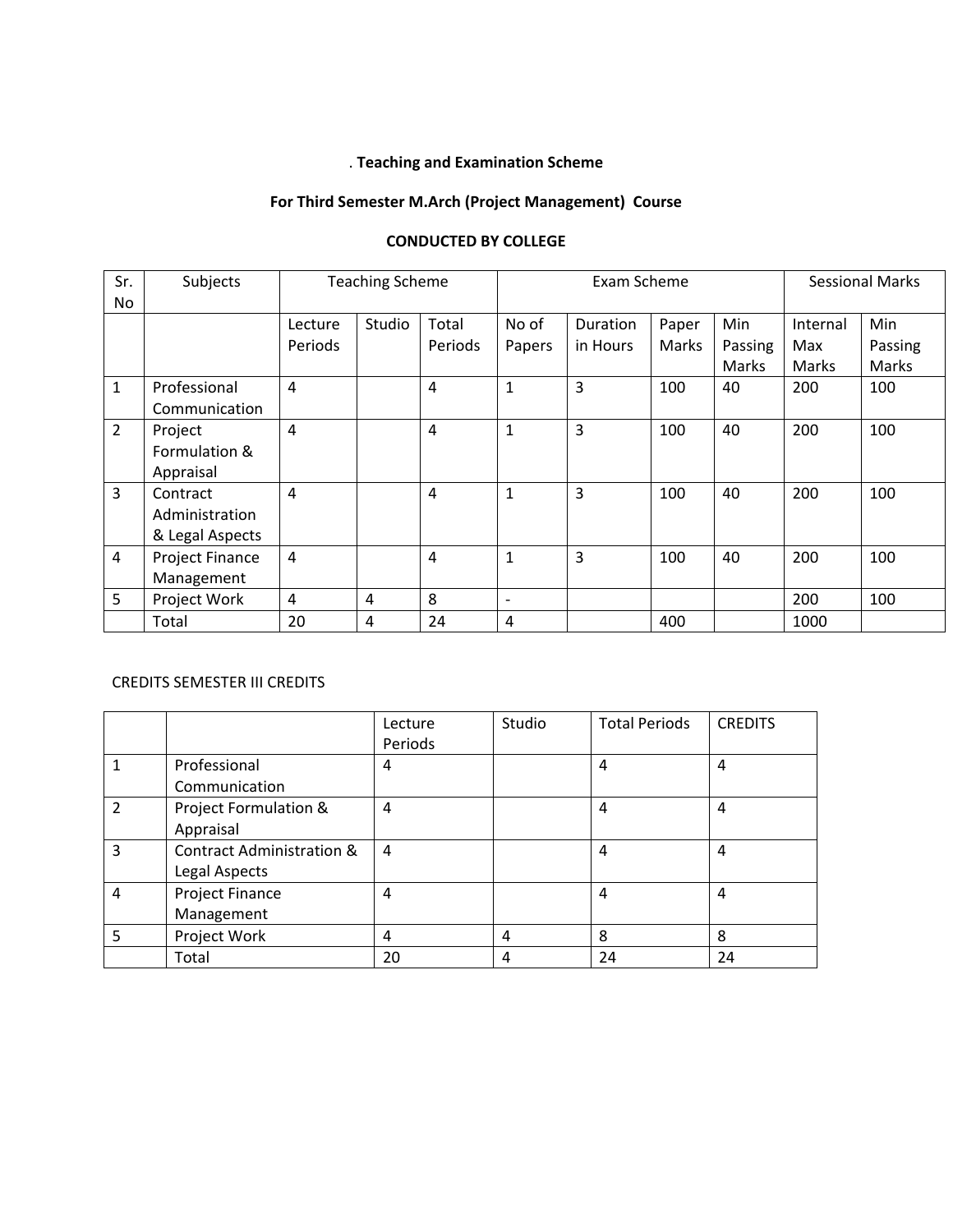. **Teaching and Examination Scheme**

**For Third Semester M.Arch (Project Management) Course**

**CONDUCTED BY COLLEGE**

| Sr. No | Subjects | Teaching Scheme | | | Exam Scheme | | | | Sessional Marks | |
|---|---|---|---|---|---|---|---|---|---|---|
| | | Lecture Periods | Studio | Total Periods | No of Papers | Duration in Hours | Paper Marks | Min Passing Marks | Internal Max Marks | Min Passing Marks |
| 1 | Professional Communication | 4 | | 4 | 1 | 3 | 100 | 40 | 200 | 100 |
| 2 | Project Formulation & Appraisal | 4 | | 4 | 1 | 3 | 100 | 40 | 200 | 100 |
| 3 | Contract Administration & Legal Aspects | 4 | | 4 | 1 | 3 | 100 | 40 | 200 | 100 |
| 4 | Project Finance Management | 4 | | 4 | 1 | 3 | 100 | 40 | 200 | 100 |
| 5 | Project Work | 4 | 4 | 8 | - | | | | 200 | 100 |
| | Total | 20 | 4 | 24 | 4 | | 400 | | 1000 | |

CREDITS SEMESTER III CREDITS

| | | Lecture Periods | Studio | Total Periods | CREDITS |
|---|---|---|---|---|---|
| 1 | Professional Communication | 4 | | 4 | 4 |
| 2 | Project Formulation & Appraisal | 4 | | 4 | 4 |
| 3 | Contract Administration & Legal Aspects | 4 | | 4 | 4 |
| 4 | Project Finance Management | 4 | | 4 | 4 |
| 5 | Project Work | 4 | 4 | 8 | 8 |
| | Total | 20 | 4 | 24 | 24 |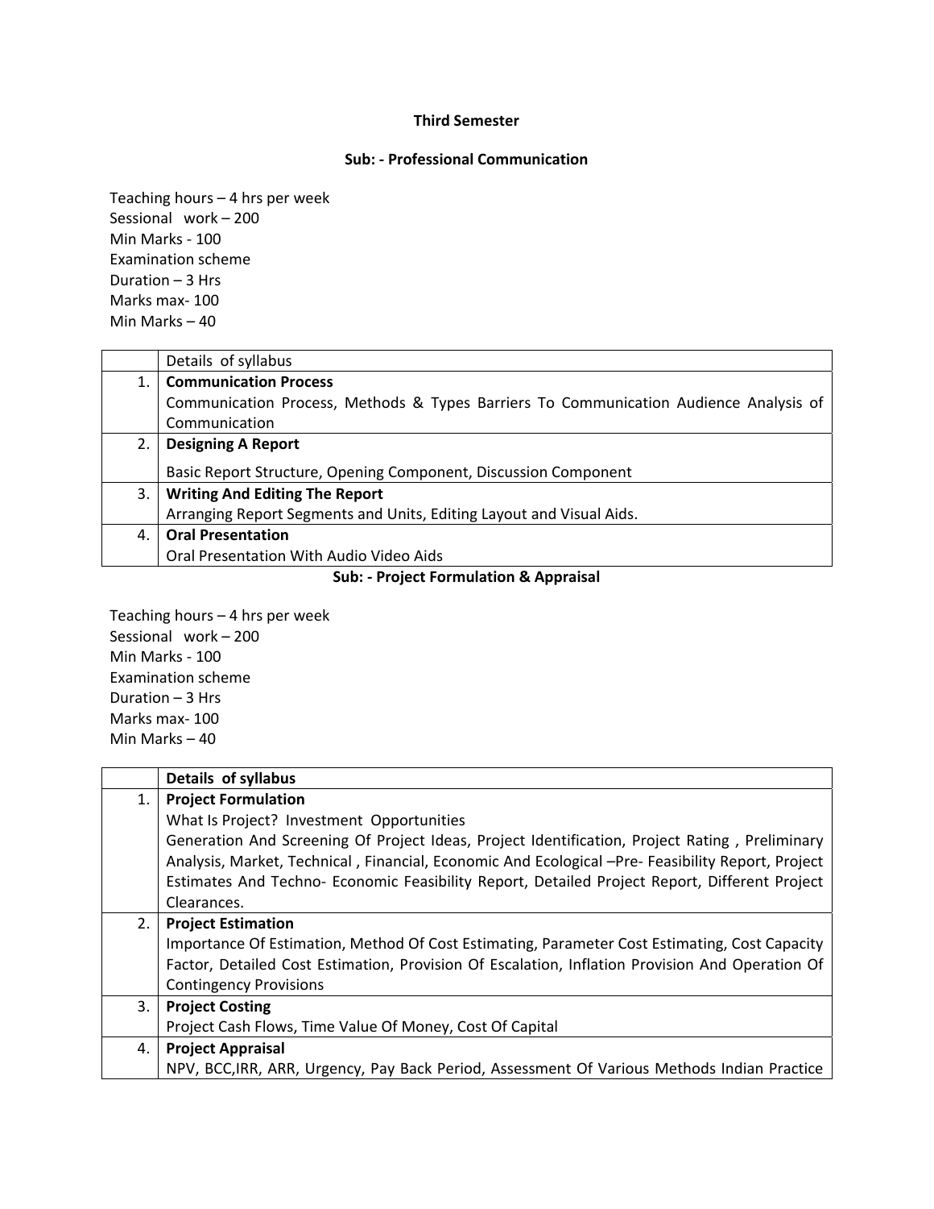# Third Semester

## Sub: - Professional Communication

Teaching hours – 4 hrs per week
Sessional work – 200
Min Marks - 100
Examination scheme
Duration – 3 Hrs
Marks max- 100
Min Marks – 40

| | Details of syllabus |
|---|---|
| 1. | **Communication Process**<br>Communication Process, Methods & Types Barriers To Communication Audience Analysis of Communication |
| 2. | **Designing A Report**<br>Basic Report Structure, Opening Component, Discussion Component |
| 3. | **Writing And Editing The Report**<br>Arranging Report Segments and Units, Editing Layout and Visual Aids. |
| 4. | **Oral Presentation**<br>Oral Presentation With Audio Video Aids |

## Sub: - Project Formulation & Appraisal

Teaching hours – 4 hrs per week
Sessional work – 200
Min Marks - 100
Examination scheme
Duration – 3 Hrs
Marks max- 100
Min Marks – 40

| | **Details of syllabus** |
|---|---|
| 1. | **Project Formulation**<br>What Is Project? Investment Opportunities<br>Generation And Screening Of Project Ideas, Project Identification, Project Rating , Preliminary Analysis, Market, Technical , Financial, Economic And Ecological –Pre- Feasibility Report, Project Estimates And Techno- Economic Feasibility Report, Detailed Project Report, Different Project Clearances. |
| 2. | **Project Estimation**<br>Importance Of Estimation, Method Of Cost Estimating, Parameter Cost Estimating, Cost Capacity Factor, Detailed Cost Estimation, Provision Of Escalation, Inflation Provision And Operation Of Contingency Provisions |
| 3. | **Project Costing**<br>Project Cash Flows, Time Value Of Money, Cost Of Capital |
| 4. | **Project Appraisal**<br>NPV, BCC,IRR, ARR, Urgency, Pay Back Period, Assessment Of Various Methods Indian Practice |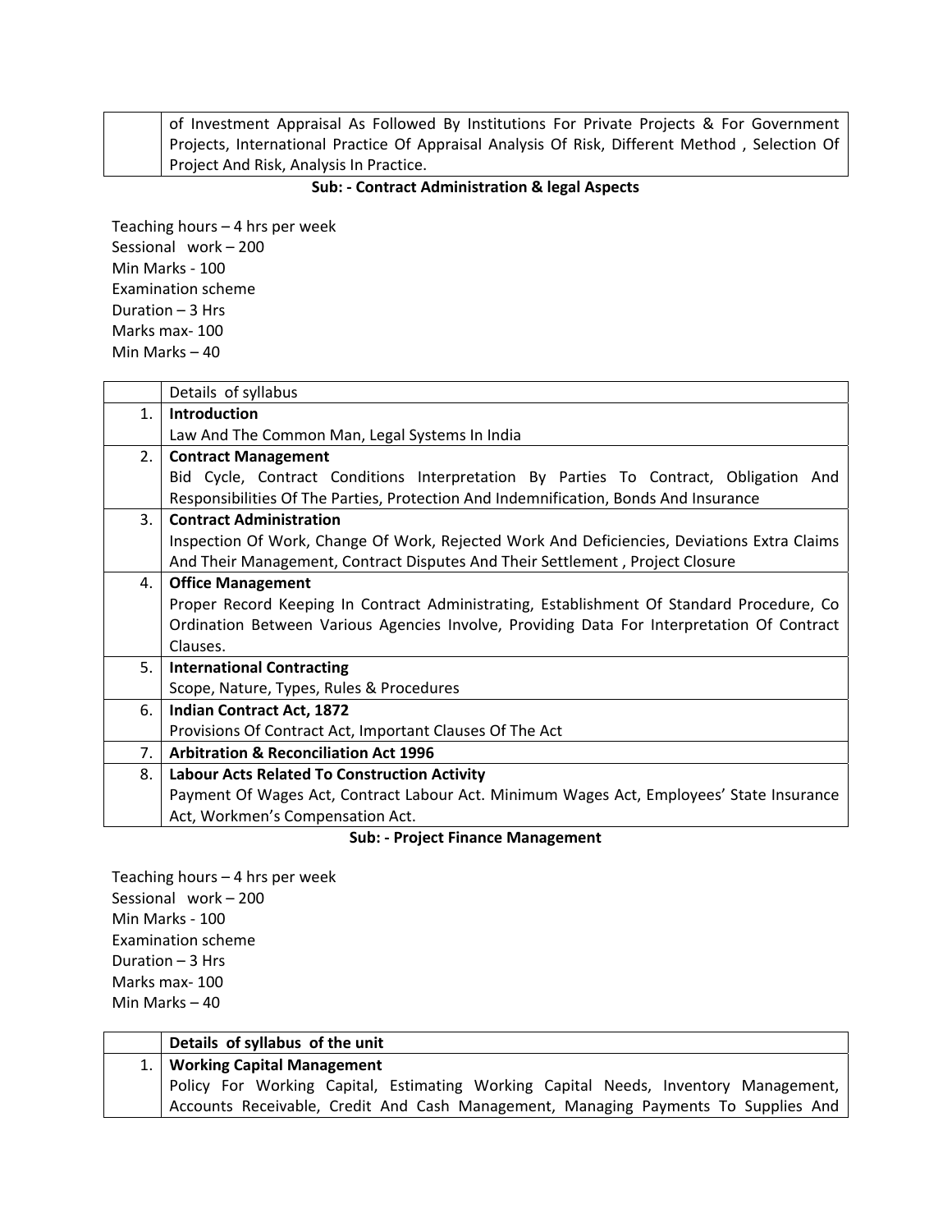| | |
|---|---|
| | of Investment Appraisal As Followed By Institutions For Private Projects & For Government Projects, International Practice Of Appraisal Analysis Of Risk, Different Method , Selection Of Project And Risk, Analysis In Practice. |

**Sub: - Contract Administration & legal Aspects**

Teaching hours – 4 hrs per week
Sessional work – 200
Min Marks - 100
Examination scheme
Duration – 3 Hrs
Marks max- 100
Min Marks – 40

| | Details of syllabus |
|---|---|
| 1. | **Introduction**<br>Law And The Common Man, Legal Systems In India |
| 2. | **Contract Management**<br>Bid Cycle, Contract Conditions Interpretation By Parties To Contract, Obligation And Responsibilities Of The Parties, Protection And Indemnification, Bonds And Insurance |
| 3. | **Contract Administration**<br>Inspection Of Work, Change Of Work, Rejected Work And Deficiencies, Deviations Extra Claims And Their Management, Contract Disputes And Their Settlement , Project Closure |
| 4. | **Office Management**<br>Proper Record Keeping In Contract Administrating, Establishment Of Standard Procedure, Co Ordination Between Various Agencies Involve, Providing Data For Interpretation Of Contract Clauses. |
| 5. | **International Contracting**<br>Scope, Nature, Types, Rules & Procedures |
| 6. | **Indian Contract Act, 1872**<br>Provisions Of Contract Act, Important Clauses Of The Act |
| 7. | **Arbitration & Reconciliation Act 1996** |
| 8. | **Labour Acts Related To Construction Activity**<br>Payment Of Wages Act, Contract Labour Act. Minimum Wages Act, Employees' State Insurance Act, Workmen's Compensation Act. |

**Sub: - Project Finance Management**

Teaching hours – 4 hrs per week
Sessional work – 200
Min Marks - 100
Examination scheme
Duration – 3 Hrs
Marks max- 100
Min Marks – 40

| | **Details of syllabus of the unit** |
|---|---|
| 1. | **Working Capital Management**<br>Policy For Working Capital, Estimating Working Capital Needs, Inventory Management, Accounts Receivable, Credit And Cash Management, Managing Payments To Supplies And |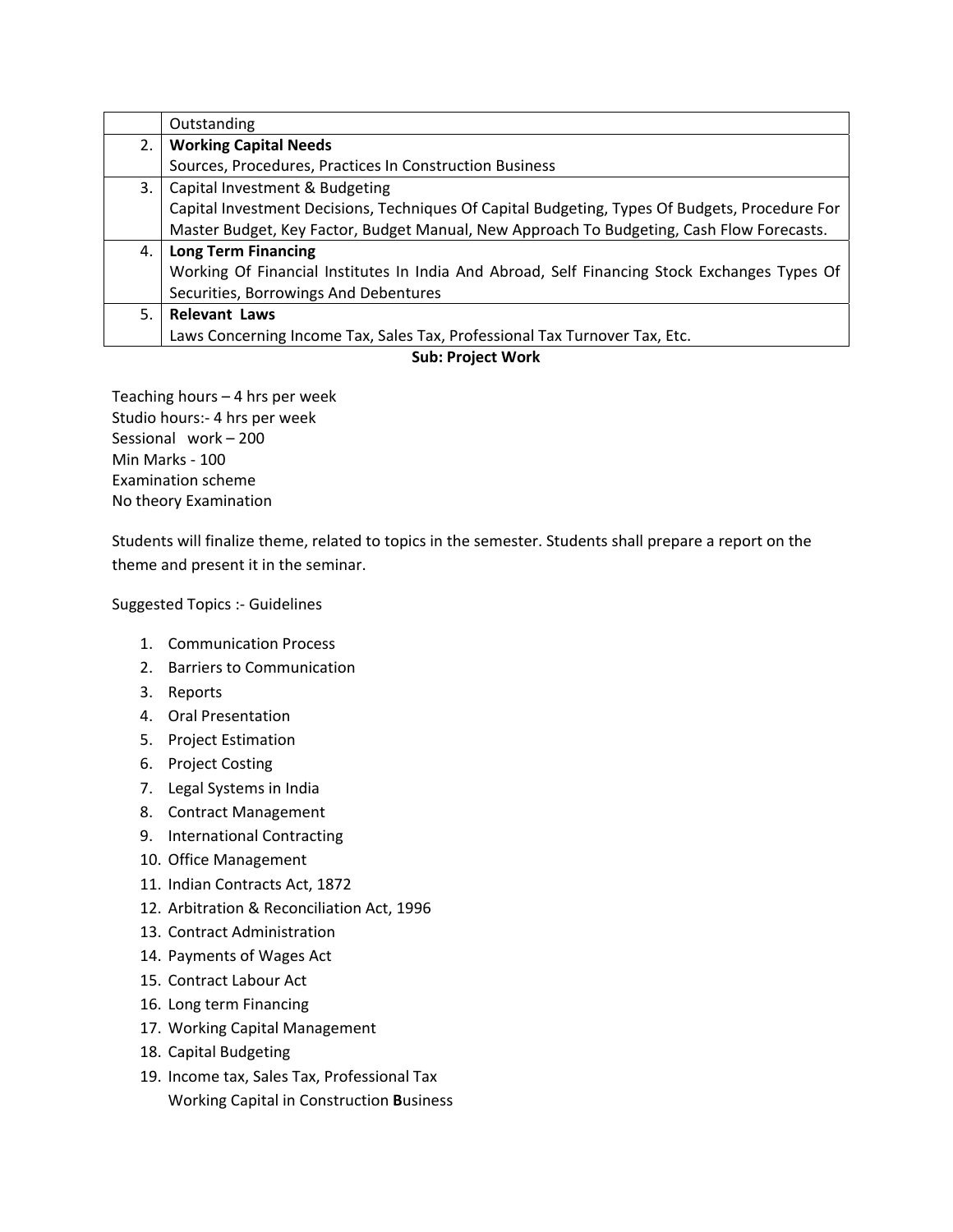| | |
|---|---|
| | Outstanding |
| 2. | **Working Capital Needs**<br>Sources, Procedures, Practices In Construction Business |
| 3. | Capital Investment & Budgeting<br>Capital Investment Decisions, Techniques Of Capital Budgeting, Types Of Budgets, Procedure For Master Budget, Key Factor, Budget Manual, New Approach To Budgeting, Cash Flow Forecasts. |
| 4. | **Long Term Financing**<br>Working Of Financial Institutes In India And Abroad, Self Financing Stock Exchanges Types Of Securities, Borrowings And Debentures |
| 5. | **Relevant Laws**<br>Laws Concerning Income Tax, Sales Tax, Professional Tax Turnover Tax, Etc. |

**Sub: Project Work**

Teaching hours – 4 hrs per week
Studio hours:- 4 hrs per week
Sessional work – 200
Min Marks - 100
Examination scheme
No theory Examination

Students will finalize theme, related to topics in the semester. Students shall prepare a report on the theme and present it in the seminar.

Suggested Topics :- Guidelines

1. Communication Process
2. Barriers to Communication
3. Reports
4. Oral Presentation
5. Project Estimation
6. Project Costing
7. Legal Systems in India
8. Contract Management
9. International Contracting
10. Office Management
11. Indian Contracts Act, 1872
12. Arbitration & Reconciliation Act, 1996
13. Contract Administration
14. Payments of Wages Act
15. Contract Labour Act
16. Long term Financing
17. Working Capital Management
18. Capital Budgeting
19. Income tax, Sales Tax, Professional Tax
    Working Capital in Construction **B**usiness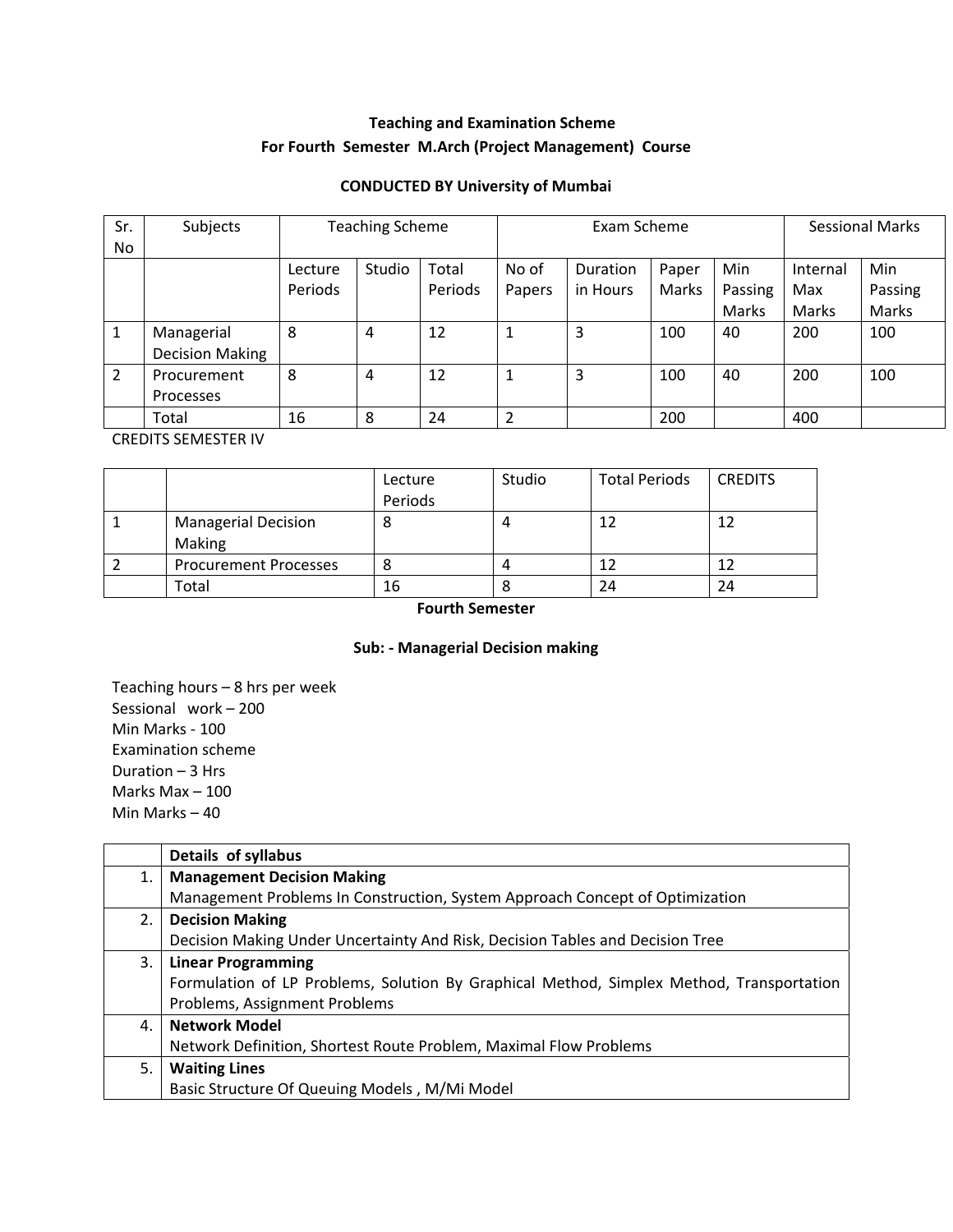**Teaching and Examination Scheme**
**For Fourth Semester M.Arch (Project Management) Course**

**CONDUCTED BY University of Mumbai**

| Sr. No | Subjects | Teaching Scheme | | | Exam Scheme | | | | Sessional Marks | |
|---|---|---|---|---|---|---|---|---|---|---|
| | | Lecture Periods | Studio | Total Periods | No of Papers | Duration in Hours | Paper Marks | Min Passing Marks | Internal Max Marks | Min Passing Marks |
| 1 | Managerial Decision Making | 8 | 4 | 12 | 1 | 3 | 100 | 40 | 200 | 100 |
| 2 | Procurement Processes | 8 | 4 | 12 | 1 | 3 | 100 | 40 | 200 | 100 |
| | Total | 16 | 8 | 24 | 2 | | 200 | | 400 | |

CREDITS SEMESTER IV

| | | Lecture Periods | Studio | Total Periods | CREDITS |
|---|---|---|---|---|---|
| 1 | Managerial Decision Making | 8 | 4 | 12 | 12 |
| 2 | Procurement Processes | 8 | 4 | 12 | 12 |
| | Total | 16 | 8 | 24 | 24 |

**Fourth Semester**

**Sub: - Managerial Decision making**

Teaching hours – 8 hrs per week
Sessional work – 200
Min Marks - 100
Examination scheme
Duration – 3 Hrs
Marks Max – 100
Min Marks – 40

| | **Details of syllabus** |
|---|---|
| 1. | **Management Decision Making**<br>Management Problems In Construction, System Approach Concept of Optimization |
| 2. | **Decision Making**<br>Decision Making Under Uncertainty And Risk, Decision Tables and Decision Tree |
| 3. | **Linear Programming**<br>Formulation of LP Problems, Solution By Graphical Method, Simplex Method, Transportation Problems, Assignment Problems |
| 4. | **Network Model**<br>Network Definition, Shortest Route Problem, Maximal Flow Problems |
| 5. | **Waiting Lines**<br>Basic Structure Of Queuing Models , M/Mi Model |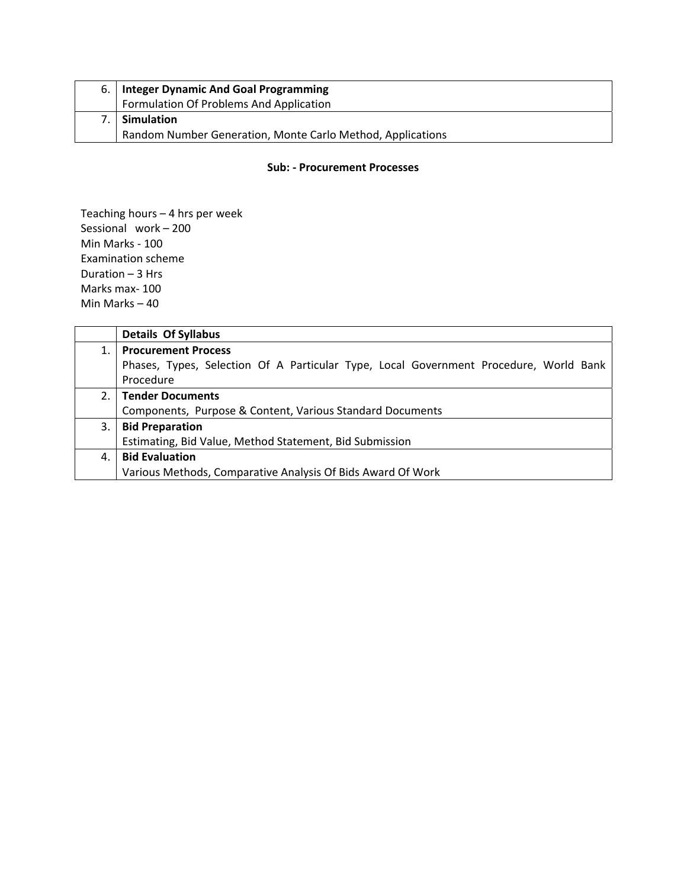| | |
|---|---|
| 6. | **Integer Dynamic And Goal Programming**<br>Formulation Of Problems And Application |
| 7. | **Simulation**<br>Random Number Generation, Monte Carlo Method, Applications |

**Sub: - Procurement Processes**

Teaching hours – 4 hrs per week
Sessional work – 200
Min Marks - 100
Examination scheme
Duration – 3 Hrs
Marks max- 100
Min Marks – 40

| | **Details Of Syllabus** |
|---|---|
| 1. | **Procurement Process**<br>Phases, Types, Selection Of A Particular Type, Local Government Procedure, World Bank Procedure |
| 2. | **Tender Documents**<br>Components, Purpose & Content, Various Standard Documents |
| 3. | **Bid Preparation**<br>Estimating, Bid Value, Method Statement, Bid Submission |
| 4. | **Bid Evaluation**<br>Various Methods, Comparative Analysis Of Bids Award Of Work |